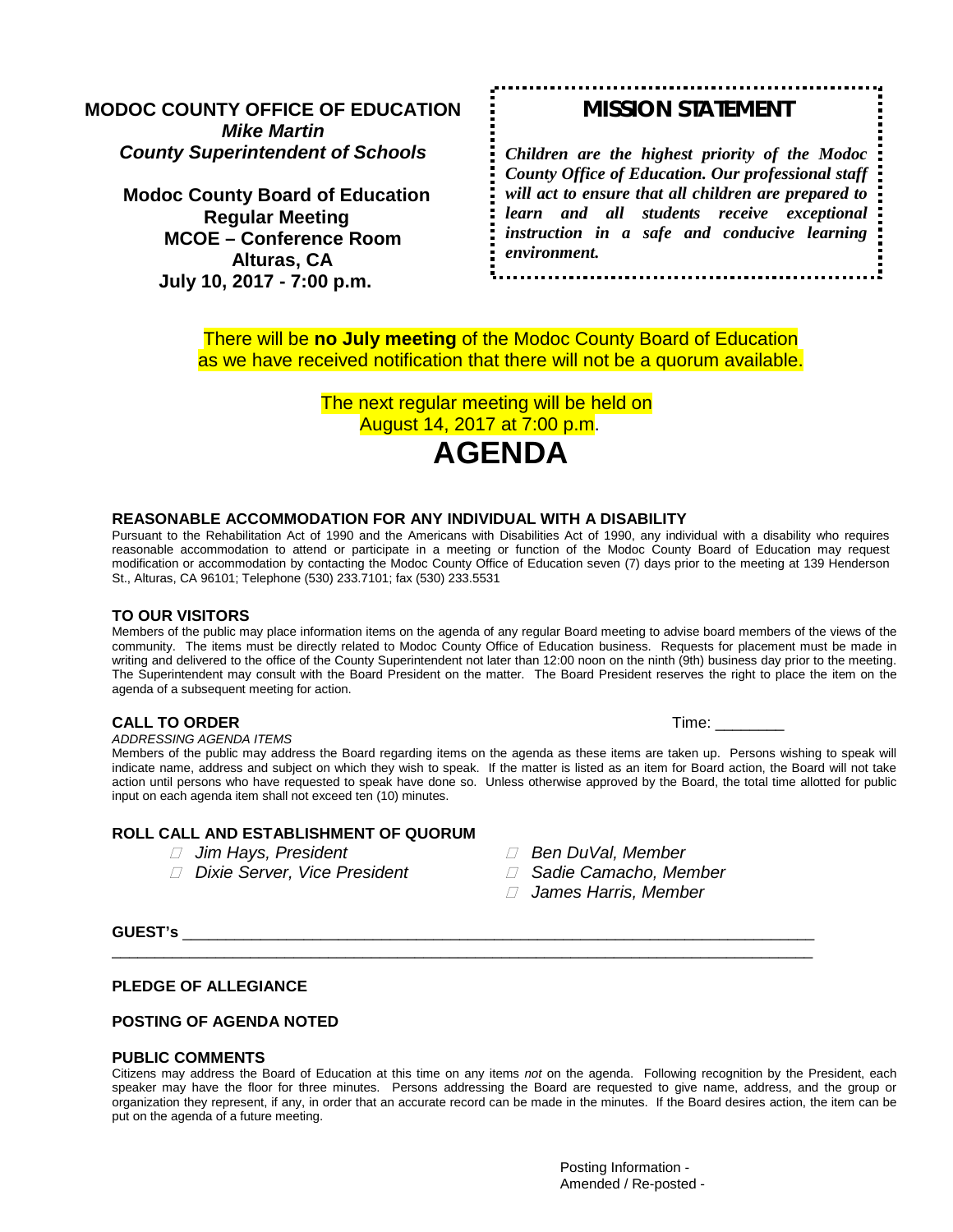**MODOC COUNTY OFFICE OF EDUCATION**
***Mike Martin***
***County Superintendent of Schools***

**Modoc County Board of Education**
**Regular Meeting**
**MCOE – Conference Room**
**Alturas, CA**
**July 10, 2017 - 7:00 p.m.**

## MISSION STATEMENT

*Children are the highest priority of the Modoc County Office of Education. Our professional staff will act to ensure that all children are prepared to learn and all students receive exceptional instruction in a safe and conducive learning environment.*

There will be **no July meeting** of the Modoc County Board of Education as we have received notification that there will not be a quorum available.

The next regular meeting will be held on August 14, 2017 at 7:00 p.m.

# AGENDA

### REASONABLE ACCOMMODATION FOR ANY INDIVIDUAL WITH A DISABILITY

Pursuant to the Rehabilitation Act of 1990 and the Americans with Disabilities Act of 1990, any individual with a disability who requires reasonable accommodation to attend or participate in a meeting or function of the Modoc County Board of Education may request modification or accommodation by contacting the Modoc County Office of Education seven (7) days prior to the meeting at 139 Henderson St., Alturas, CA 96101; Telephone (530) 233.7101; fax (530) 233.5531

### TO OUR VISITORS

Members of the public may place information items on the agenda of any regular Board meeting to advise board members of the views of the community. The items must be directly related to Modoc County Office of Education business. Requests for placement must be made in writing and delivered to the office of the County Superintendent not later than 12:00 noon on the ninth (9th) business day prior to the meeting. The Superintendent may consult with the Board President on the matter. The Board President reserves the right to place the item on the agenda of a subsequent meeting for action.

### CALL TO ORDER

Time: ________

*ADDRESSING AGENDA ITEMS*

Members of the public may address the Board regarding items on the agenda as these items are taken up. Persons wishing to speak will indicate name, address and subject on which they wish to speak. If the matter is listed as an item for Board action, the Board will not take action until persons who have requested to speak have done so. Unless otherwise approved by the Board, the total time allotted for public input on each agenda item shall not exceed ten (10) minutes.

### ROLL CALL AND ESTABLISHMENT OF QUORUM

- *Jim Hays, President*
- *Dixie Server, Vice President*
- *Ben DuVal, Member*
- *Sadie Camacho, Member*
- *James Harris, Member*

**GUEST's** ______________________________________________________________________________

______________________________________________________________________________________

### PLEDGE OF ALLEGIANCE

### POSTING OF AGENDA NOTED

### PUBLIC COMMENTS

Citizens may address the Board of Education at this time on any items *not* on the agenda. Following recognition by the President, each speaker may have the floor for three minutes. Persons addressing the Board are requested to give name, address, and the group or organization they represent, if any, in order that an accurate record can be made in the minutes. If the Board desires action, the item can be put on the agenda of a future meeting.

Posting Information -
Amended / Re-posted -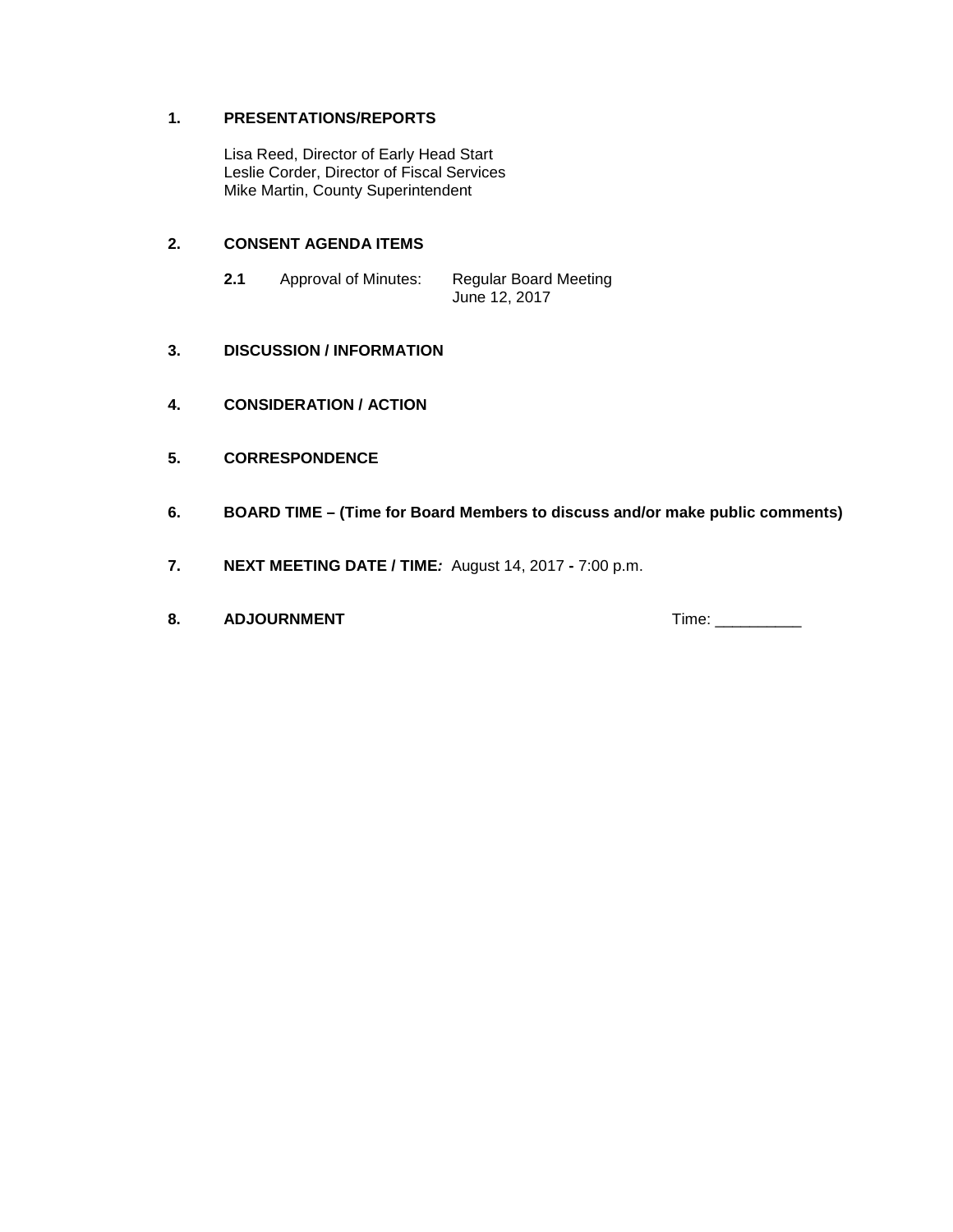**1. PRESENTATIONS/REPORTS**

Lisa Reed, Director of Early Head Start
Leslie Corder, Director of Fiscal Services
Mike Martin, County Superintendent

**2. CONSENT AGENDA ITEMS**

**2.1** Approval of Minutes: Regular Board Meeting
June 12, 2017

**3. DISCUSSION / INFORMATION**

**4. CONSIDERATION / ACTION**

**5. CORRESPONDENCE**

**6. BOARD TIME – (Time for Board Members to discuss and/or make public comments)**

**7. NEXT MEETING DATE / TIME*:*** August 14, 2017 **-** 7:00 p.m.

**8. ADJOURNMENT** Time: __________